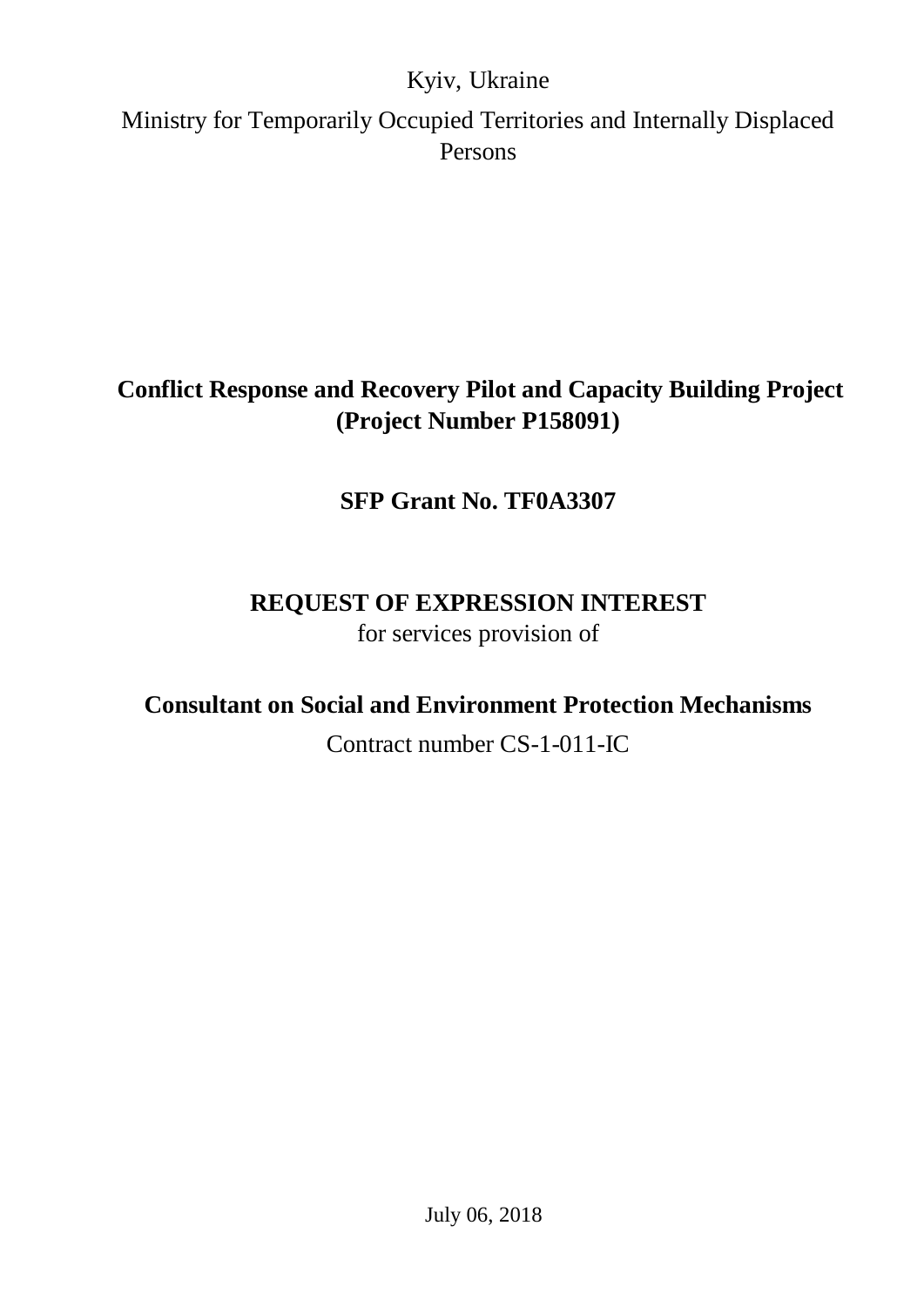Kyiv, Ukraine

Ministry for Temporarily Occupied Territories and Internally Displaced Persons

# Conflict Response and Recovery Pilot and Capacity Building Project (Project Number P158091)

## SFP Grant No. TF0A3307

## REQUEST OF EXPRESSION INTEREST

for services provision of

## Consultant on Social and Environment Protection Mechanisms

Contract number CS-1-011-IC

July 06, 2018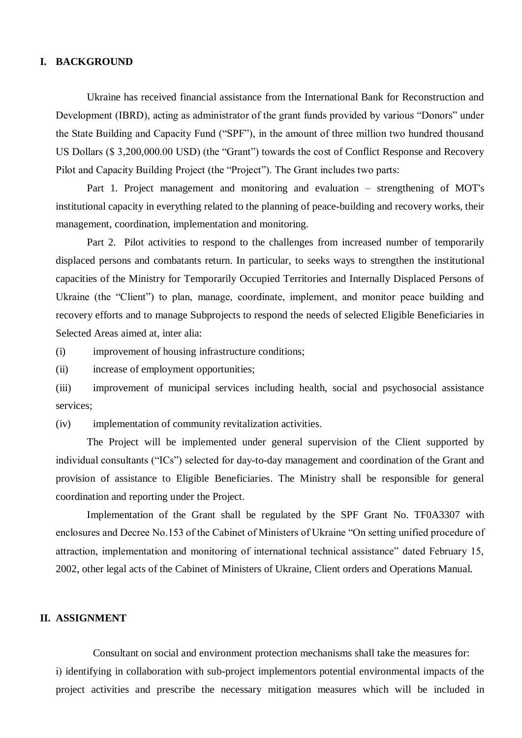## I. BACKGROUND

Ukraine has received financial assistance from the International Bank for Reconstruction and Development (IBRD), acting as administrator of the grant funds provided by various "Donors" under the State Building and Capacity Fund ("SPF"), in the amount of three million two hundred thousand US Dollars ($ 3,200,000.00 USD) (the "Grant") towards the cost of Conflict Response and Recovery Pilot and Capacity Building Project (the "Project"). The Grant includes two parts:

Part 1. Project management and monitoring and evaluation – strengthening of MOT's institutional capacity in everything related to the planning of peace-building and recovery works, their management, coordination, implementation and monitoring.

Part 2. Pilot activities to respond to the challenges from increased number of temporarily displaced persons and combatants return. In particular, to seeks ways to strengthen the institutional capacities of the Ministry for Temporarily Occupied Territories and Internally Displaced Persons of Ukraine (the "Client") to plan, manage, coordinate, implement, and monitor peace building and recovery efforts and to manage Subprojects to respond the needs of selected Eligible Beneficiaries in Selected Areas aimed at, inter alia:

(i) improvement of housing infrastructure conditions;

(ii) increase of employment opportunities;

(iii) improvement of municipal services including health, social and psychosocial assistance services;

(iv) implementation of community revitalization activities.

The Project will be implemented under general supervision of the Client supported by individual consultants ("ICs") selected for day-to-day management and coordination of the Grant and provision of assistance to Eligible Beneficiaries. The Ministry shall be responsible for general coordination and reporting under the Project.

Implementation of the Grant shall be regulated by the SPF Grant No. TF0A3307 with enclosures and Decree No.153 of the Cabinet of Ministers of Ukraine "On setting unified procedure of attraction, implementation and monitoring of international technical assistance" dated February 15, 2002, other legal acts of the Cabinet of Ministers of Ukraine, Client orders and Operations Manual.

## II. ASSIGNMENT

Consultant on social and environment protection mechanisms shall take the measures for:

i) identifying in collaboration with sub-project implementors potential environmental impacts of the project activities and prescribe the necessary mitigation measures which will be included in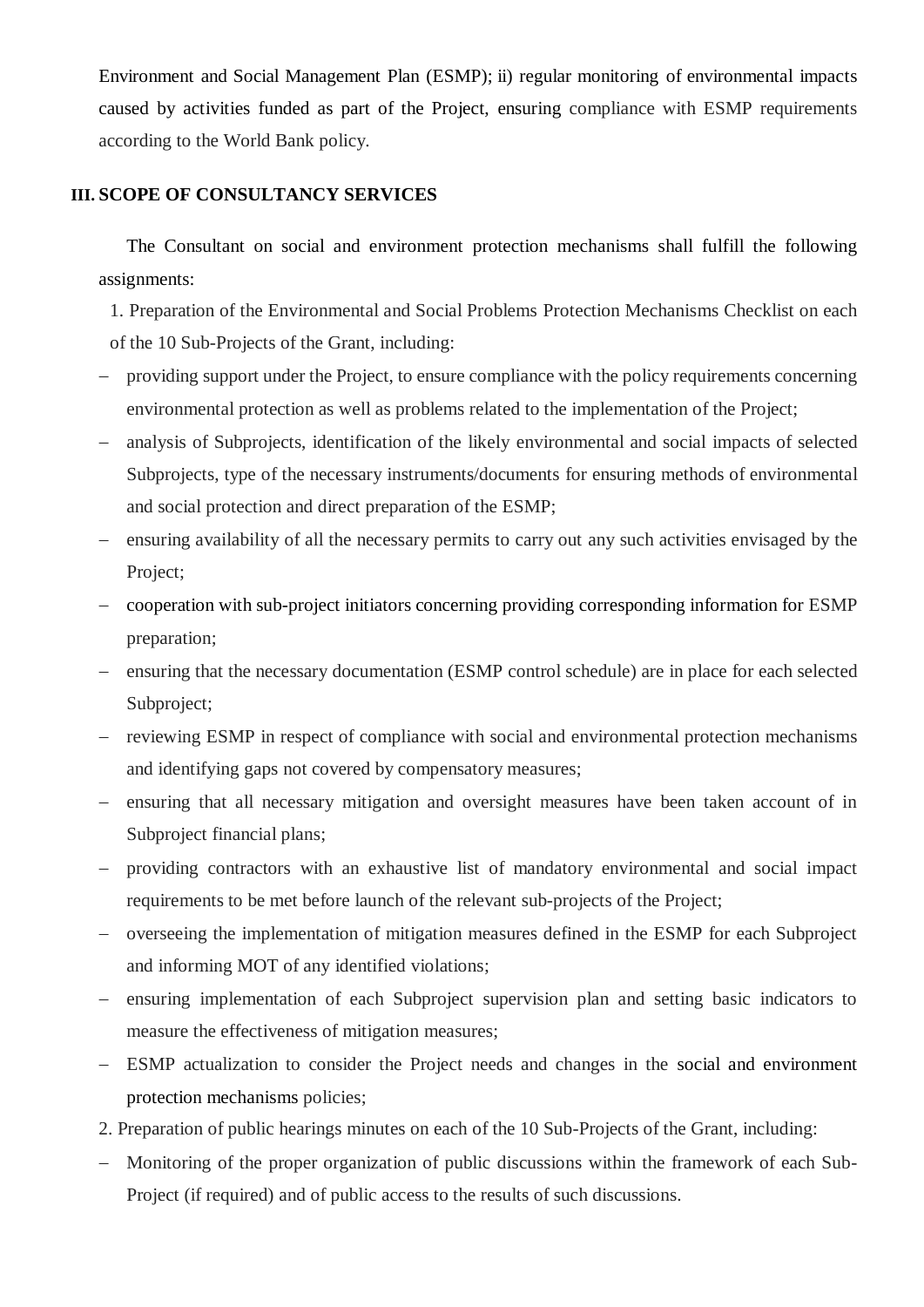Environment and Social Management Plan (ESMP); ii) regular monitoring of environmental impacts caused by activities funded as part of the Project, ensuring compliance with ESMP requirements according to the World Bank policy.

## III. SCOPE OF CONSULTANCY SERVICES

The Consultant on social and environment protection mechanisms shall fulfill the following assignments:

1. Preparation of the Environmental and Social Problems Protection Mechanisms Checklist on each of the 10 Sub-Projects of the Grant, including:

- providing support under the Project, to ensure compliance with the policy requirements concerning environmental protection as well as problems related to the implementation of the Project;
- analysis of Subprojects, identification of the likely environmental and social impacts of selected Subprojects, type of the necessary instruments/documents for ensuring methods of environmental and social protection and direct preparation of the ESMP;
- ensuring availability of all the necessary permits to carry out any such activities envisaged by the Project;
- cooperation with sub-project initiators concerning providing corresponding information for ESMP preparation;
- ensuring that the necessary documentation (ESMP control schedule) are in place for each selected Subproject;
- reviewing ESMP in respect of compliance with social and environmental protection mechanisms and identifying gaps not covered by compensatory measures;
- ensuring that all necessary mitigation and oversight measures have been taken account of in Subproject financial plans;
- providing contractors with an exhaustive list of mandatory environmental and social impact requirements to be met before launch of the relevant sub-projects of the Project;
- overseeing the implementation of mitigation measures defined in the ESMP for each Subproject and informing MOT of any identified violations;
- ensuring implementation of each Subproject supervision plan and setting basic indicators to measure the effectiveness of mitigation measures;
- ESMP actualization to consider the Project needs and changes in the social and environment protection mechanisms policies;

2. Preparation of public hearings minutes on each of the 10 Sub-Projects of the Grant, including:

- Monitoring of the proper organization of public discussions within the framework of each Sub-Project (if required) and of public access to the results of such discussions.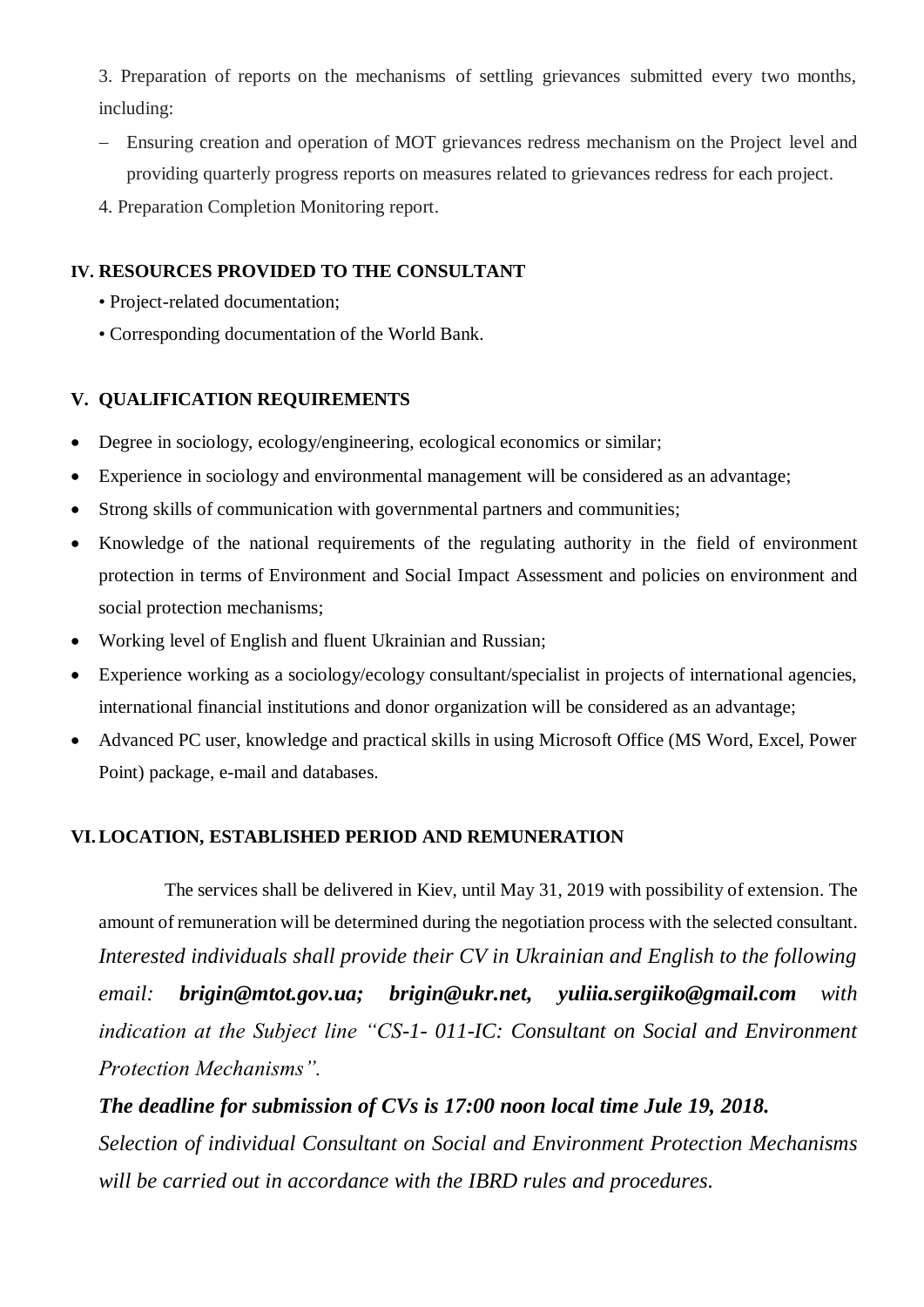3. Preparation of reports on the mechanisms of settling grievances submitted every two months, including:

– Ensuring creation and operation of MOT grievances redress mechanism on the Project level and providing quarterly progress reports on measures related to grievances redress for each project.

4. Preparation Completion Monitoring report.

## IV. RESOURCES PROVIDED TO THE CONSULTANT

• Project-related documentation;

• Corresponding documentation of the World Bank.

## V. QUALIFICATION REQUIREMENTS

- Degree in sociology, ecology/engineering, ecological economics or similar;
- Experience in sociology and environmental management will be considered as an advantage;
- Strong skills of communication with governmental partners and communities;
- Knowledge of the national requirements of the regulating authority in the field of environment protection in terms of Environment and Social Impact Assessment and policies on environment and social protection mechanisms;
- Working level of English and fluent Ukrainian and Russian;
- Experience working as a sociology/ecology consultant/specialist in projects of international agencies, international financial institutions and donor organization will be considered as an advantage;
- Advanced PC user, knowledge and practical skills in using Microsoft Office (MS Word, Excel, Power Point) package, e-mail and databases.

## VI. LOCATION, ESTABLISHED PERIOD AND REMUNERATION

The services shall be delivered in Kiev, until May 31, 2019 with possibility of extension. The amount of remuneration will be determined during the negotiation process with the selected consultant. *Interested individuals shall provide their CV in Ukrainian and English to the following email: **brigin@mtot.gov.ua; brigin@ukr.net, yuliia.sergiiko@gmail.com** with indication at the Subject line "CS-1- 011-IC: Consultant on Social and Environment Protection Mechanisms".*

***The deadline for submission of CVs is 17:00 noon local time Jule 19, 2018.***

*Selection of individual Consultant on Social and Environment Protection Mechanisms will be carried out in accordance with the IBRD rules and procedures.*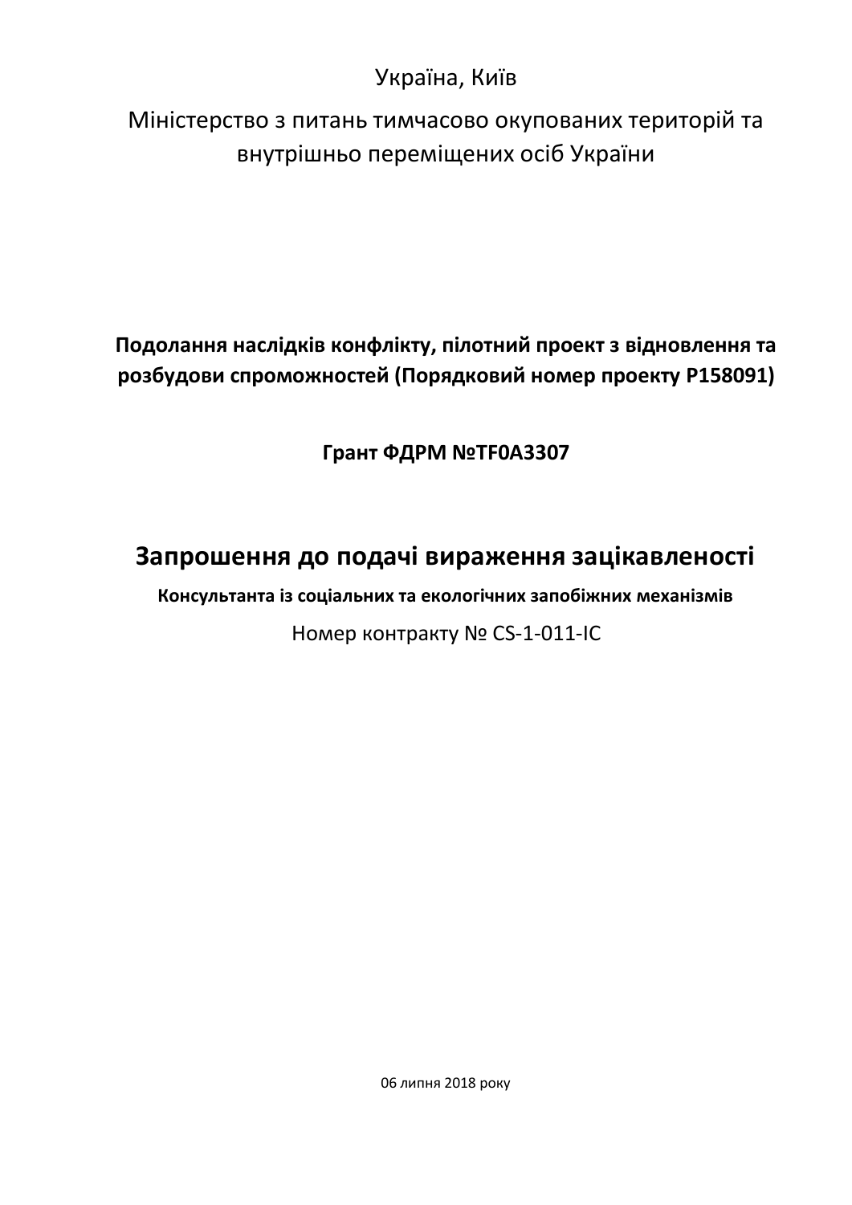Україна, Київ

Міністерство з питань тимчасово окупованих територій та внутрішньо переміщених осіб України

**Подолання наслідків конфлікту, пілотний проект з відновлення та розбудови спроможностей (Порядковий номер проекту P158091)**

**Грант ФДРМ №TF0A3307**

# Запрошення до подачі вираження зацікавленості

**Консультанта із соціальних та екологічних запобіжних механізмів**

Номер контракту № CS-1-011-IC

06 липня 2018 року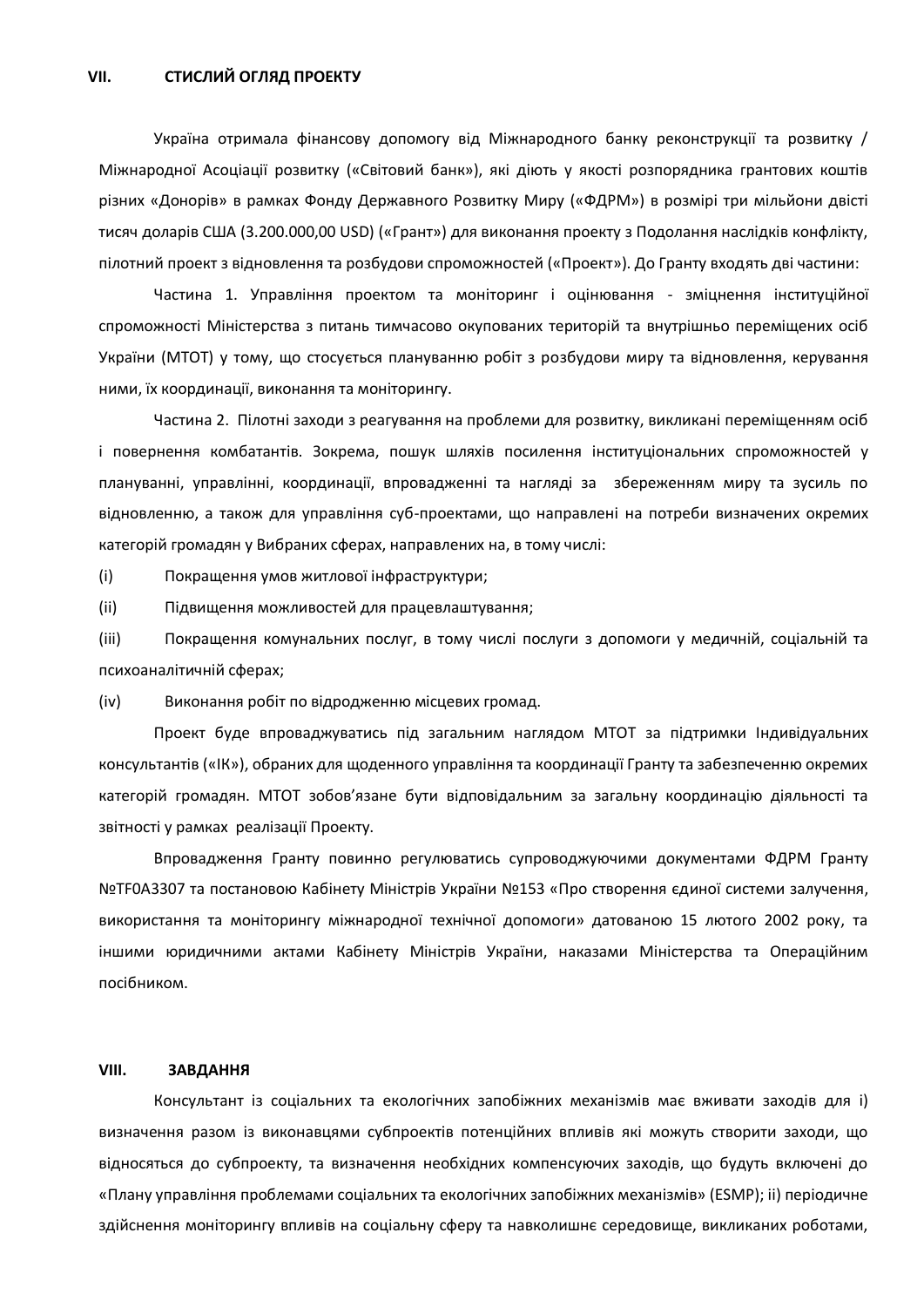## VII. СТИСЛИЙ ОГЛЯД ПРОЕКТУ

Україна отримала фінансову допомогу від Міжнародного банку реконструкції та розвитку / Міжнародної Асоціації розвитку («Світовий банк»), які діють у якості розпорядника грантових коштів різних «Донорів» в рамках Фонду Державного Розвитку Миру («ФДРМ») в розмірі три мільйони двісті тисяч доларів США (3.200.000,00 USD) («Грант») для виконання проекту з Подолання наслідків конфлікту, пілотний проект з відновлення та розбудови спроможностей («Проект»). До Гранту входять дві частини:

Частина 1. Управління проектом та моніторинг і оцінювання - зміцнення інституційної спроможності Міністерства з питань тимчасово окупованих територій та внутрішньо переміщених осіб України (МТОТ) у тому, що стосується плануванню робіт з розбудови миру та відновлення, керування ними, їх координації, виконання та моніторингу.

Частина 2. Пілотні заходи з реагування на проблеми для розвитку, викликані переміщенням осіб і повернення комбатантів. Зокрема, пошук шляхів посилення інституціональних спроможностей у плануванні, управлінні, координації, впровадженні та нагляді за збереженням миру та зусиль по відновленню, а також для управління суб-проектами, що направлені на потреби визначених окремих категорій громадян у Вибраних сферах, направлених на, в тому числі:

(i) Покращення умов житлової інфраструктури;

(ii) Підвищення можливостей для працевлаштування;

(iii) Покращення комунальних послуг, в тому числі послуги з допомоги у медичній, соціальній та психоаналітичній сферах;

(iv) Виконання робіт по відродженню місцевих громад.

Проект буде впроваджуватись під загальним наглядом МТОТ за підтримки Індивідуальних консультантів («ІК»), обраних для щоденного управління та координації Гранту та забезпеченню окремих категорій громадян. МТОТ зобов'язане бути відповідальним за загальну координацію діяльності та звітності у рамках реалізації Проекту.

Впровадження Гранту повинно регулюватись супроводжуючими документами ФДРМ Гранту №TF0A3307 та постановою Кабінету Міністрів України №153 «Про створення єдиної системи залучення, використання та моніторингу міжнародної технічної допомоги» датованою 15 лютого 2002 року, та іншими юридичними актами Кабінету Міністрів України, наказами Міністерства та Операційним посібником.

## VIII. ЗАВДАННЯ

Консультант із соціальних та екологічних запобіжних механізмів має вживати заходів для і) визначення разом із виконавцями субпроектів потенційних впливів які можуть створити заходи, що відносяться до субпроекту, та визначення необхідних компенсуючих заходів, що будуть включені до «Плану управління проблемами соціальних та екологічних запобіжних механізмів» (ESMP); ii) періодичне здійснення моніторингу впливів на соціальну сферу та навколишнє середовище, викликаних роботами,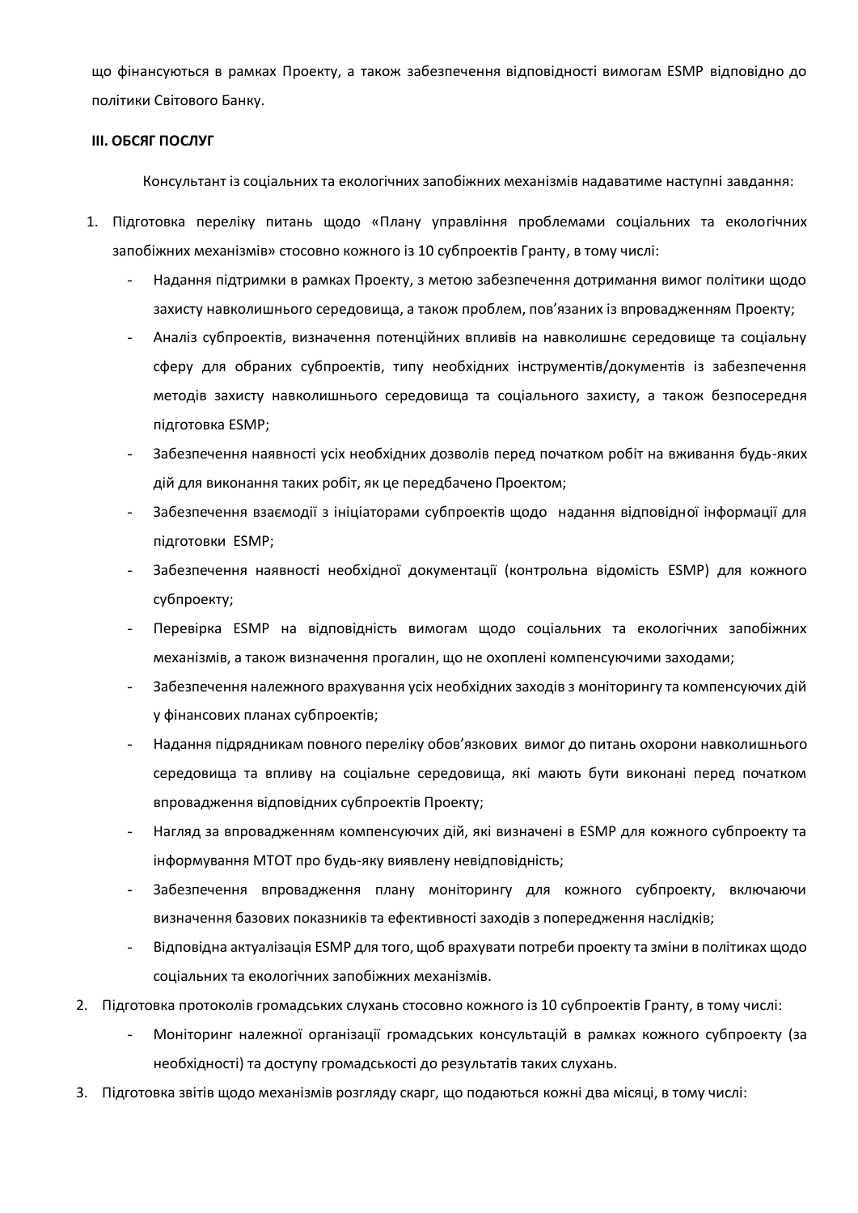що фінансуються в рамках Проекту, а також забезпечення відповідності вимогам ESMP відповідно до політики Світового Банку.

**III. ОБСЯГ ПОСЛУГ**

Консультант із соціальних та екологічних запобіжних механізмів надаватиме наступні завдання:

1. Підготовка переліку питань щодо «Плану управління проблемами соціальних та екологічних запобіжних механізмів» стосовно кожного із 10 субпроектів Гранту, в тому числі:
   - Надання підтримки в рамках Проекту, з метою забезпечення дотримання вимог політики щодо захисту навколишнього середовища, а також проблем, пов'язаних із впровадженням Проекту;
   - Аналіз субпроектів, визначення потенційних впливів на навколишнє середовище та соціальну сферу для обраних субпроектів, типу необхідних інструментів/документів із забезпечення методів захисту навколишнього середовища та соціального захисту, а також безпосередня підготовка ESMP;
   - Забезпечення наявності усіх необхідних дозволів перед початком робіт на вживання будь-яких дій для виконання таких робіт, як це передбачено Проектом;
   - Забезпечення взаємодії з ініціаторами субпроектів щодо надання відповідної інформації для підготовки ESMP;
   - Забезпечення наявності необхідної документації (контрольна відомість ESMP) для кожного субпроекту;
   - Перевірка ESMP на відповідність вимогам щодо соціальних та екологічних запобіжних механізмів, а також визначення прогалин, що не охоплені компенсуючими заходами;
   - Забезпечення належного врахування усіх необхідних заходів з моніторингу та компенсуючих дій у фінансових планах субпроектів;
   - Надання підрядникам повного переліку обов'язкових вимог до питань охорони навколишнього середовища та впливу на соціальне середовища, які мають бути виконані перед початком впровадження відповідних субпроектів Проекту;
   - Нагляд за впровадженням компенсуючих дій, які визначені в ESMP для кожного субпроекту та інформування МТОТ про будь-яку виявлену невідповідність;
   - Забезпечення впровадження плану моніторингу для кожного субпроекту, включаючи визначення базових показників та ефективності заходів з попередження наслідків;
   - Відповідна актуалізація ESMP для того, щоб врахувати потреби проекту та зміни в політиках щодо соціальних та екологічних запобіжних механізмів.
2. Підготовка протоколів громадських слухань стосовно кожного із 10 субпроектів Гранту, в тому числі:
   - Моніторинг належної організації громадських консультацій в рамках кожного субпроекту (за необхідності) та доступу громадськості до результатів таких слухань.
3. Підготовка звітів щодо механізмів розгляду скарг, що подаються кожні два місяці, в тому числі: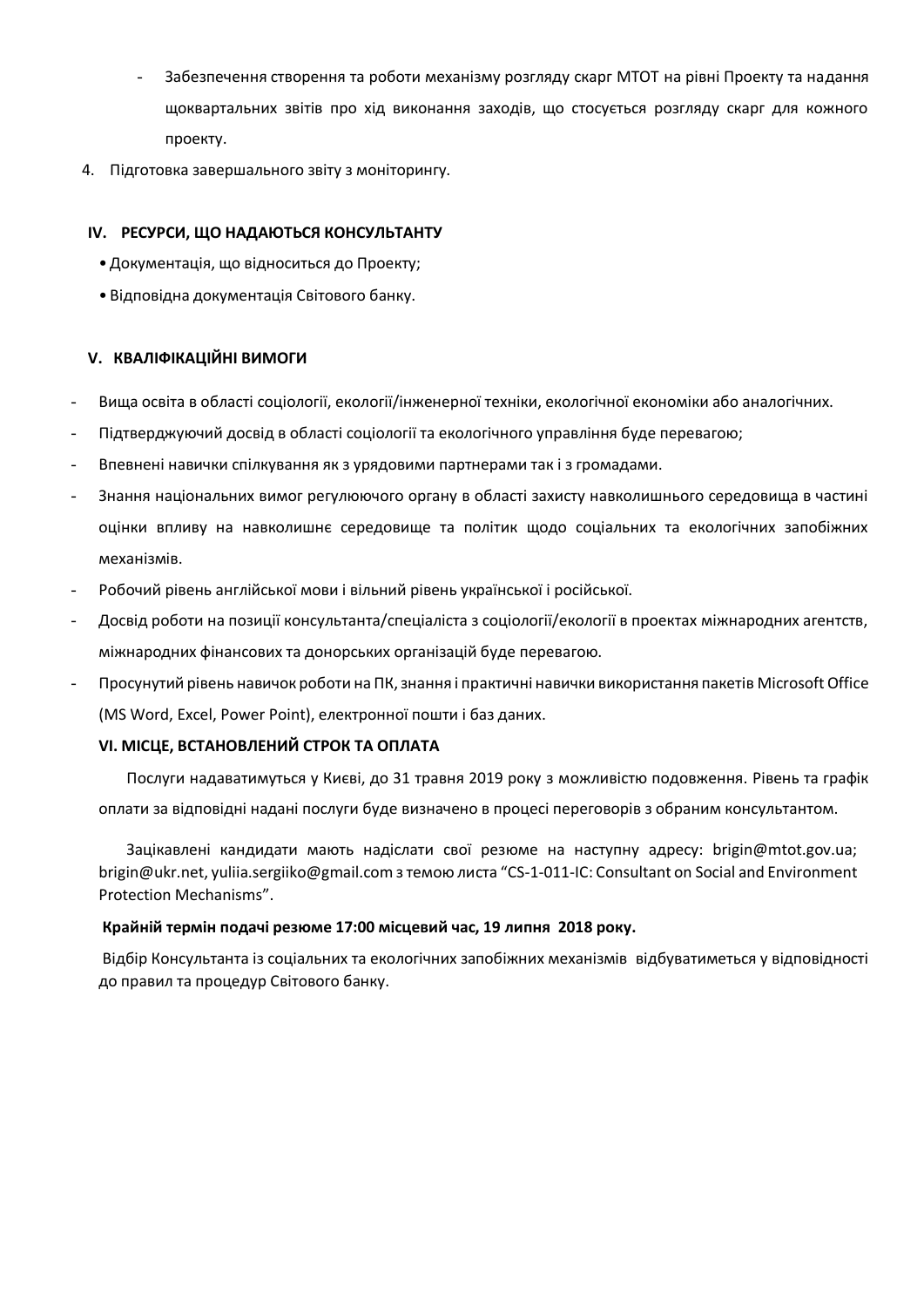- Забезпечення створення та роботи механізму розгляду скарг МТОТ на рівні Проекту та надання щоквартальних звітів про хід виконання заходів, що стосується розгляду скарг для кожного проекту.

4. Підготовка завершального звіту з моніторингу.

## IV. РЕСУРСИ, ЩО НАДАЮТЬСЯ КОНСУЛЬТАНТУ

- Документація, що відноситься до Проекту;
- Відповідна документація Світового банку.

## V. КВАЛІФІКАЦІЙНІ ВИМОГИ

- Вища освіта в області соціології, екології/інженерної техніки, екологічної економіки або аналогічних.
- Підтверджуючий досвід в області соціології та екологічного управління буде перевагою;
- Впевнені навички спілкування як з урядовими партнерами так і з громадами.
- Знання національних вимог регулюючого органу в області захисту навколишнього середовища в частині оцінки впливу на навколишнє середовища та політик щодо соціальних та екологічних запобіжних механізмів.
- Робочий рівень англійської мови і вільний рівень української і російської.
- Досвід роботи на позиції консультанта/спеціаліста з соціології/екології в проектах міжнародних агентств, міжнародних фінансових та донорських організацій буде перевагою.
- Просунутий рівень навичок роботи на ПК, знання і практичні навички використання пакетів Microsoft Office (MS Word, Excel, Power Point), електронної пошти і баз даних.

## VI. МІСЦЕ, ВСТАНОВЛЕНИЙ СТРОК ТА ОПЛАТА

Послуги надаватимуться у Києві, до 31 травня 2019 року з можливістю подовження. Рівень та графік оплати за відповідні надані послуги буде визначено в процесі переговорів з обраним консультантом.

Зацікавлені кандидати мають надіслати свої резюме на наступну адресу: brigin@mtot.gov.ua; brigin@ukr.net, yuliia.sergiiko@gmail.com з темою листа “CS-1-011-IC: Consultant on Social and Environment Protection Mechanisms”.

**Крайній термін подачі резюме 17:00 місцевий час, 19 липня 2018 року.**

Відбір Консультанта із соціальних та екологічних запобіжних механізмів відбуватиметься у відповідності до правил та процедур Світового банку.